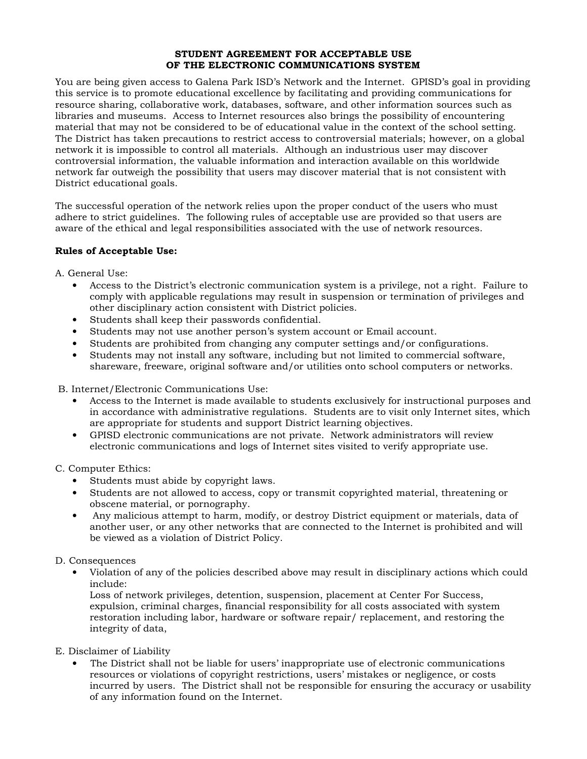# STUDENT AGREEMENT FOR ACCEPTABLE USE OF THE ELECTRONIC COMMUNICATIONS SYSTEM

You are being given access to Galena Park ISD's Network and the Internet. GPISD's goal in providing this service is to promote educational excellence by facilitating and providing communications for resource sharing, collaborative work, databases, software, and other information sources such as libraries and museums. Access to Internet resources also brings the possibility of encountering material that may not be considered to be of educational value in the context of the school setting. The District has taken precautions to restrict access to controversial materials; however, on a global network it is impossible to control all materials. Although an industrious user may discover controversial information, the valuable information and interaction available on this worldwide network far outweigh the possibility that users may discover material that is not consistent with District educational goals.

The successful operation of the network relies upon the proper conduct of the users who must adhere to strict guidelines. The following rules of acceptable use are provided so that users are aware of the ethical and legal responsibilities associated with the use of network resources.

**Rules of Acceptable Use:**

A. General Use:

- Access to the District's electronic communication system is a privilege, not a right. Failure to comply with applicable regulations may result in suspension or termination of privileges and other disciplinary action consistent with District policies.
- Students shall keep their passwords confidential.
- Students may not use another person's system account or Email account.
- Students are prohibited from changing any computer settings and/or configurations.
- Students may not install any software, including but not limited to commercial software, shareware, freeware, original software and/or utilities onto school computers or networks.

B. Internet/Electronic Communications Use:

- Access to the Internet is made available to students exclusively for instructional purposes and in accordance with administrative regulations. Students are to visit only Internet sites, which are appropriate for students and support District learning objectives.
- GPISD electronic communications are not private. Network administrators will review electronic communications and logs of Internet sites visited to verify appropriate use.

C. Computer Ethics:

- Students must abide by copyright laws.
- Students are not allowed to access, copy or transmit copyrighted material, threatening or obscene material, or pornography.
- Any malicious attempt to harm, modify, or destroy District equipment or materials, data of another user, or any other networks that are connected to the Internet is prohibited and will be viewed as a violation of District Policy.

D. Consequences

- Violation of any of the policies described above may result in disciplinary actions which could include:
  Loss of network privileges, detention, suspension, placement at Center For Success, expulsion, criminal charges, financial responsibility for all costs associated with system restoration including labor, hardware or software repair/ replacement, and restoring the integrity of data,

E. Disclaimer of Liability

- The District shall not be liable for users' inappropriate use of electronic communications resources or violations of copyright restrictions, users' mistakes or negligence, or costs incurred by users. The District shall not be responsible for ensuring the accuracy or usability of any information found on the Internet.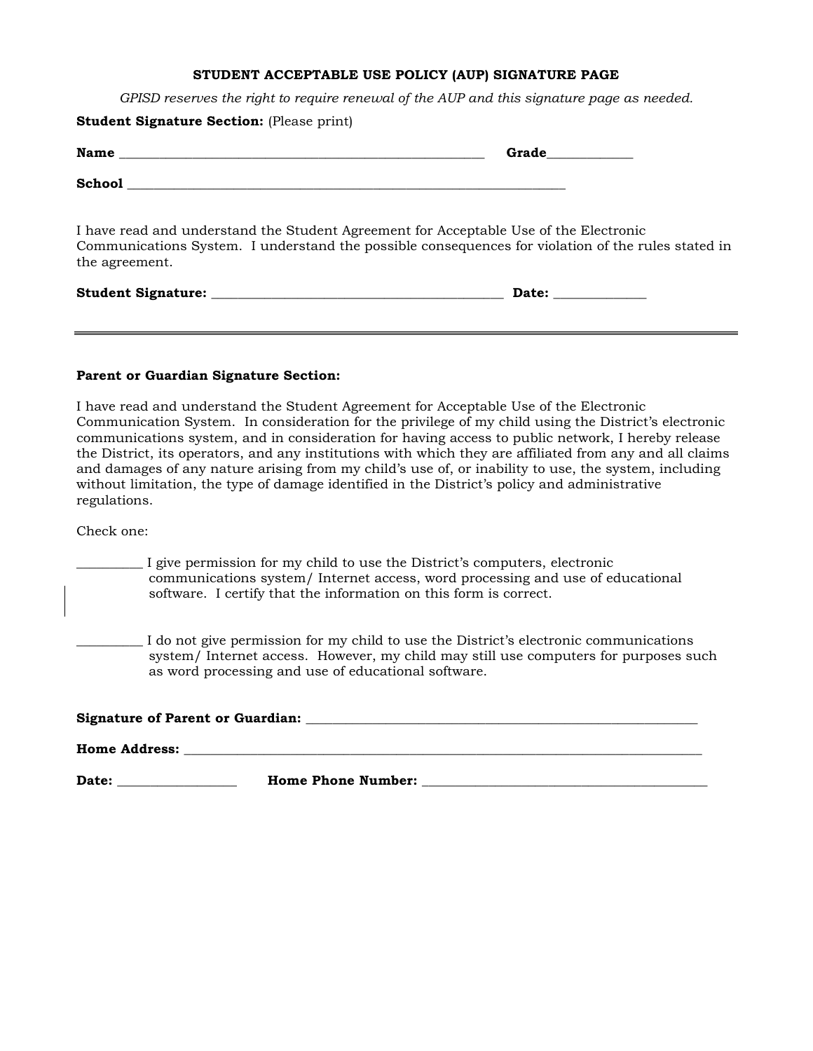## STUDENT ACCEPTABLE USE POLICY (AUP) SIGNATURE PAGE

*GPISD reserves the right to require renewal of the AUP and this signature page as needed.*

**Student Signature Section:** (Please print)

**Name** _______________________________________________________ **Grade**_____________

**School** ____________________________________________________________________

I have read and understand the Student Agreement for Acceptable Use of the Electronic Communications System. I understand the possible consequences for violation of the rules stated in the agreement.

**Student Signature:** _____________________________________________ **Date:** ______________

---

**Parent or Guardian Signature Section:**

I have read and understand the Student Agreement for Acceptable Use of the Electronic Communication System. In consideration for the privilege of my child using the District's electronic communications system, and in consideration for having access to public network, I hereby release the District, its operators, and any institutions with which they are affiliated from any and all claims and damages of any nature arising from my child's use of, or inability to use, the system, including without limitation, the type of damage identified in the District's policy and administrative regulations.

Check one:

__________ I give permission for my child to use the District's computers, electronic communications system/ Internet access, word processing and use of educational software. I certify that the information on this form is correct.

__________ I do not give permission for my child to use the District's electronic communications system/ Internet access. However, my child may still use computers for purposes such as word processing and use of educational software.

**Signature of Parent or Guardian:** ____________________________________________________________

**Home Address:** _____________________________________________________________________________

**Date:** __________________ **Home Phone Number:** ___________________________________________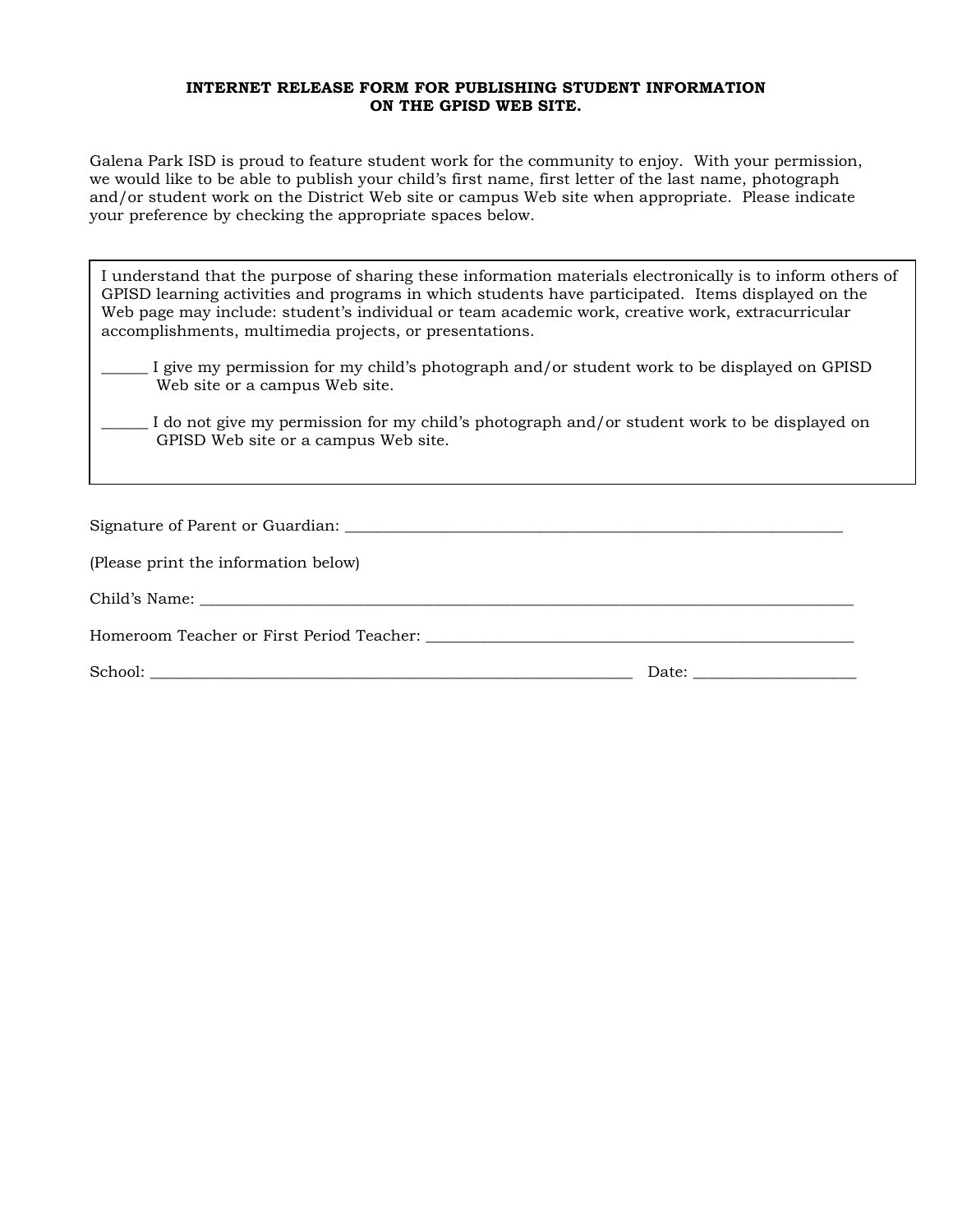**INTERNET RELEASE FORM FOR PUBLISHING STUDENT INFORMATION ON THE GPISD WEB SITE.**

Galena Park ISD is proud to feature student work for the community to enjoy. With your permission, we would like to be able to publish your child's first name, first letter of the last name, photograph and/or student work on the District Web site or campus Web site when appropriate. Please indicate your preference by checking the appropriate spaces below.

I understand that the purpose of sharing these information materials electronically is to inform others of GPISD learning activities and programs in which students have participated. Items displayed on the Web page may include: student's individual or team academic work, creative work, extracurricular accomplishments, multimedia projects, or presentations.

______ I give my permission for my child's photograph and/or student work to be displayed on GPISD Web site or a campus Web site.

______ I do not give my permission for my child's photograph and/or student work to be displayed on GPISD Web site or a campus Web site.

Signature of Parent or Guardian: ________________________________________________________________

(Please print the information below)

Child's Name: ____________________________________________________________________________________

Homeroom Teacher or First Period Teacher: _________________________________________________________

School: ________________________________________________________________ Date: ____________________